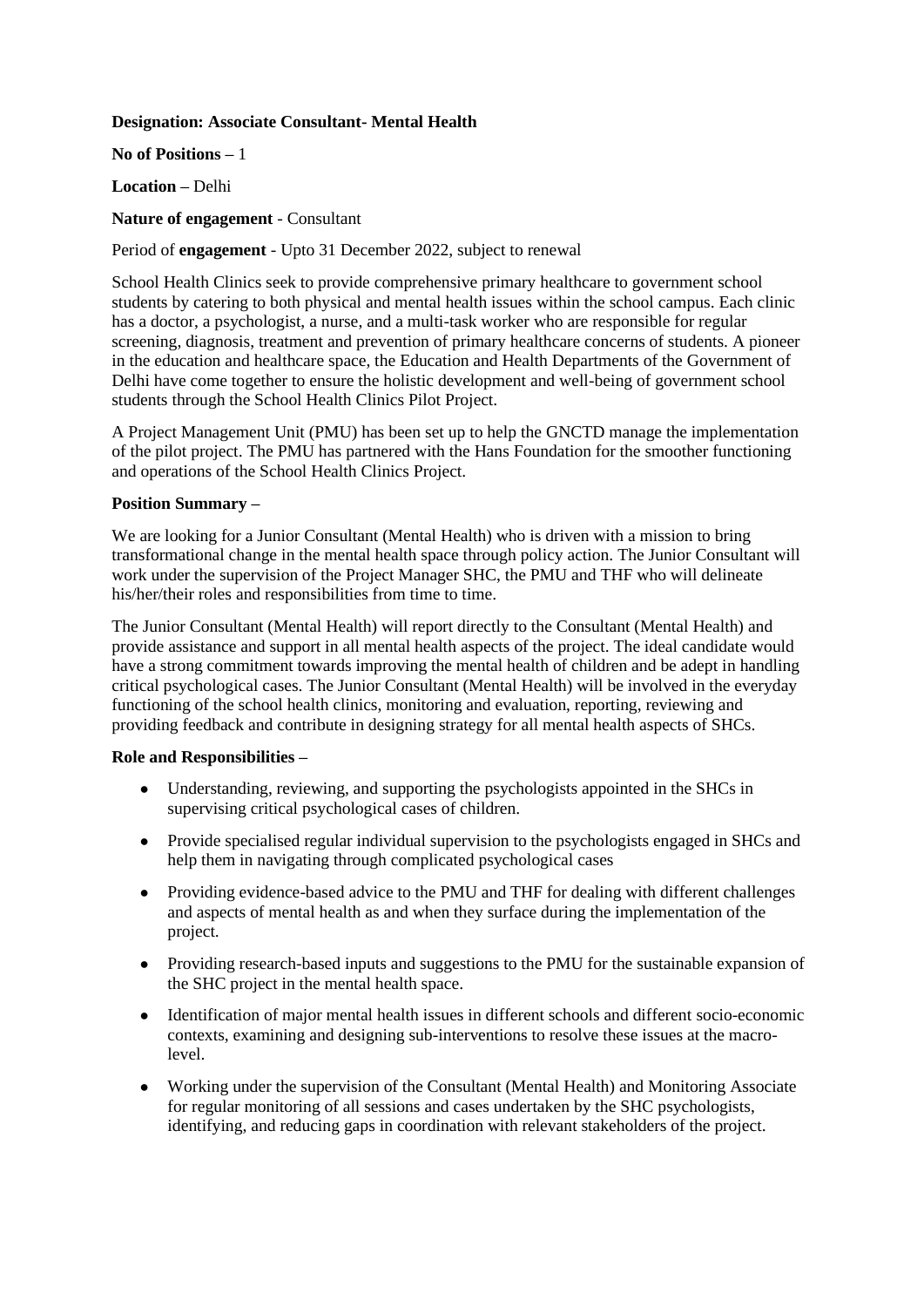**Designation: Associate Consultant- Mental Health**

**No of Positions** – 1

**Location** – Delhi

**Nature of engagement** - Consultant

Period of **engagement** - Upto 31 December 2022, subject to renewal

School Health Clinics seek to provide comprehensive primary healthcare to government school students by catering to both physical and mental health issues within the school campus. Each clinic has a doctor, a psychologist, a nurse, and a multi-task worker who are responsible for regular screening, diagnosis, treatment and prevention of primary healthcare concerns of students. A pioneer in the education and healthcare space, the Education and Health Departments of the Government of Delhi have come together to ensure the holistic development and well-being of government school students through the School Health Clinics Pilot Project.

A Project Management Unit (PMU) has been set up to help the GNCTD manage the implementation of the pilot project. The PMU has partnered with the Hans Foundation for the smoother functioning and operations of the School Health Clinics Project.

**Position Summary** –

We are looking for a Junior Consultant (Mental Health) who is driven with a mission to bring transformational change in the mental health space through policy action. The Junior Consultant will work under the supervision of the Project Manager SHC, the PMU and THF who will delineate his/her/their roles and responsibilities from time to time.

The Junior Consultant (Mental Health) will report directly to the Consultant (Mental Health) and provide assistance and support in all mental health aspects of the project. The ideal candidate would have a strong commitment towards improving the mental health of children and be adept in handling critical psychological cases. The Junior Consultant (Mental Health) will be involved in the everyday functioning of the school health clinics, monitoring and evaluation, reporting, reviewing and providing feedback and contribute in designing strategy for all mental health aspects of SHCs.

**Role and Responsibilities** –

- Understanding, reviewing, and supporting the psychologists appointed in the SHCs in supervising critical psychological cases of children.
- Provide specialised regular individual supervision to the psychologists engaged in SHCs and help them in navigating through complicated psychological cases
- Providing evidence-based advice to the PMU and THF for dealing with different challenges and aspects of mental health as and when they surface during the implementation of the project.
- Providing research-based inputs and suggestions to the PMU for the sustainable expansion of the SHC project in the mental health space.
- Identification of major mental health issues in different schools and different socio-economic contexts, examining and designing sub-interventions to resolve these issues at the macro-level.
- Working under the supervision of the Consultant (Mental Health) and Monitoring Associate for regular monitoring of all sessions and cases undertaken by the SHC psychologists, identifying, and reducing gaps in coordination with relevant stakeholders of the project.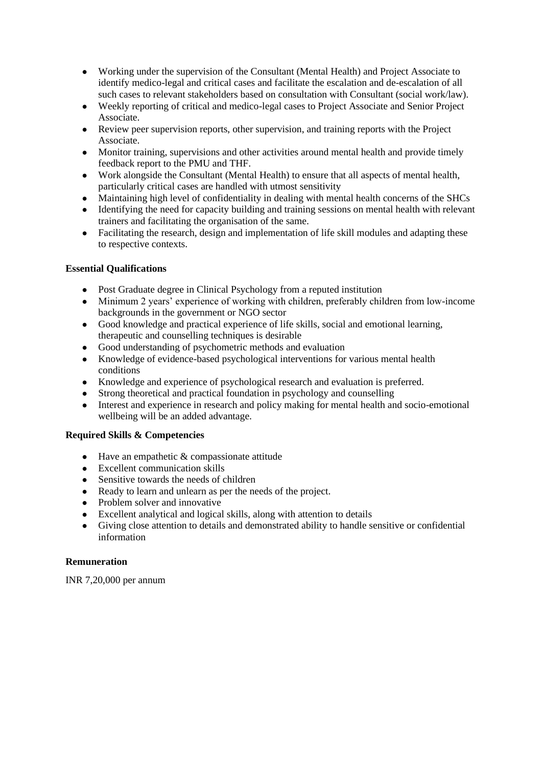- Working under the supervision of the Consultant (Mental Health) and Project Associate to identify medico-legal and critical cases and facilitate the escalation and de-escalation of all such cases to relevant stakeholders based on consultation with Consultant (social work/law).
- Weekly reporting of critical and medico-legal cases to Project Associate and Senior Project Associate.
- Review peer supervision reports, other supervision, and training reports with the Project Associate.
- Monitor training, supervisions and other activities around mental health and provide timely feedback report to the PMU and THF.
- Work alongside the Consultant (Mental Health) to ensure that all aspects of mental health, particularly critical cases are handled with utmost sensitivity
- Maintaining high level of confidentiality in dealing with mental health concerns of the SHCs
- Identifying the need for capacity building and training sessions on mental health with relevant trainers and facilitating the organisation of the same.
- Facilitating the research, design and implementation of life skill modules and adapting these to respective contexts.

**Essential Qualifications**

- Post Graduate degree in Clinical Psychology from a reputed institution
- Minimum 2 years' experience of working with children, preferably children from low-income backgrounds in the government or NGO sector
- Good knowledge and practical experience of life skills, social and emotional learning, therapeutic and counselling techniques is desirable
- Good understanding of psychometric methods and evaluation
- Knowledge of evidence-based psychological interventions for various mental health conditions
- Knowledge and experience of psychological research and evaluation is preferred.
- Strong theoretical and practical foundation in psychology and counselling
- Interest and experience in research and policy making for mental health and socio-emotional wellbeing will be an added advantage.

**Required Skills & Competencies**

- Have an empathetic & compassionate attitude
- Excellent communication skills
- Sensitive towards the needs of children
- Ready to learn and unlearn as per the needs of the project.
- Problem solver and innovative
- Excellent analytical and logical skills, along with attention to details
- Giving close attention to details and demonstrated ability to handle sensitive or confidential information

**Remuneration**

INR 7,20,000 per annum